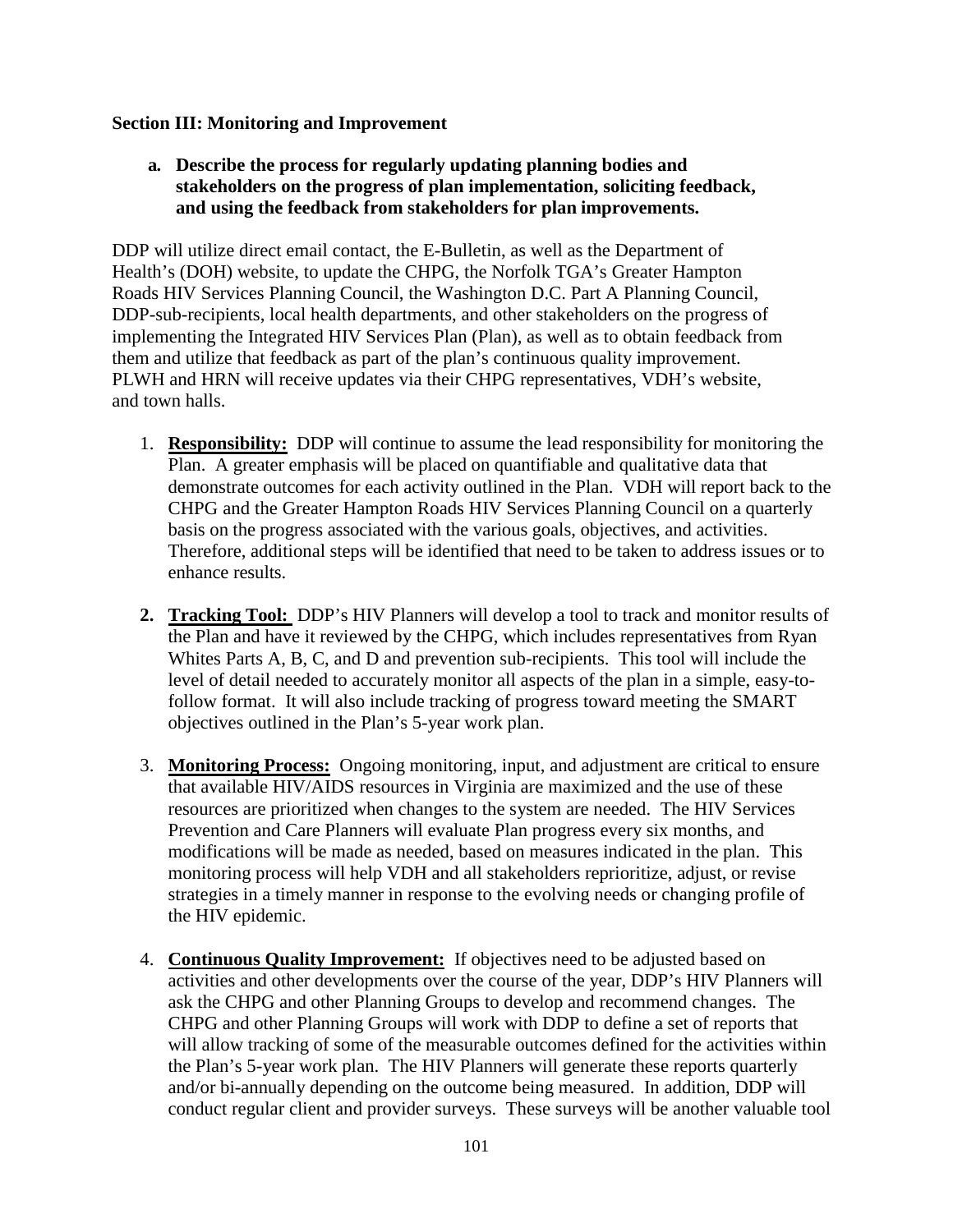**Section III: Monitoring and Improvement**

**a. Describe the process for regularly updating planning bodies and stakeholders on the progress of plan implementation, soliciting feedback, and using the feedback from stakeholders for plan improvements.**

DDP will utilize direct email contact, the E-Bulletin, as well as the Department of Health's (DOH) website, to update the CHPG, the Norfolk TGA's Greater Hampton Roads HIV Services Planning Council, the Washington D.C. Part A Planning Council, DDP-sub-recipients, local health departments, and other stakeholders on the progress of implementing the Integrated HIV Services Plan (Plan), as well as to obtain feedback from them and utilize that feedback as part of the plan's continuous quality improvement. PLWH and HRN will receive updates via their CHPG representatives, VDH's website, and town halls.

1. **Responsibility:** DDP will continue to assume the lead responsibility for monitoring the Plan. A greater emphasis will be placed on quantifiable and qualitative data that demonstrate outcomes for each activity outlined in the Plan. VDH will report back to the CHPG and the Greater Hampton Roads HIV Services Planning Council on a quarterly basis on the progress associated with the various goals, objectives, and activities. Therefore, additional steps will be identified that need to be taken to address issues or to enhance results.

2. **Tracking Tool:** DDP's HIV Planners will develop a tool to track and monitor results of the Plan and have it reviewed by the CHPG, which includes representatives from Ryan Whites Parts A, B, C, and D and prevention sub-recipients. This tool will include the level of detail needed to accurately monitor all aspects of the plan in a simple, easy-to-follow format. It will also include tracking of progress toward meeting the SMART objectives outlined in the Plan's 5-year work plan.

3. **Monitoring Process:** Ongoing monitoring, input, and adjustment are critical to ensure that available HIV/AIDS resources in Virginia are maximized and the use of these resources are prioritized when changes to the system are needed. The HIV Services Prevention and Care Planners will evaluate Plan progress every six months, and modifications will be made as needed, based on measures indicated in the plan. This monitoring process will help VDH and all stakeholders reprioritize, adjust, or revise strategies in a timely manner in response to the evolving needs or changing profile of the HIV epidemic.

4. **Continuous Quality Improvement:** If objectives need to be adjusted based on activities and other developments over the course of the year, DDP's HIV Planners will ask the CHPG and other Planning Groups to develop and recommend changes. The CHPG and other Planning Groups will work with DDP to define a set of reports that will allow tracking of some of the measurable outcomes defined for the activities within the Plan's 5-year work plan. The HIV Planners will generate these reports quarterly and/or bi-annually depending on the outcome being measured. In addition, DDP will conduct regular client and provider surveys. These surveys will be another valuable tool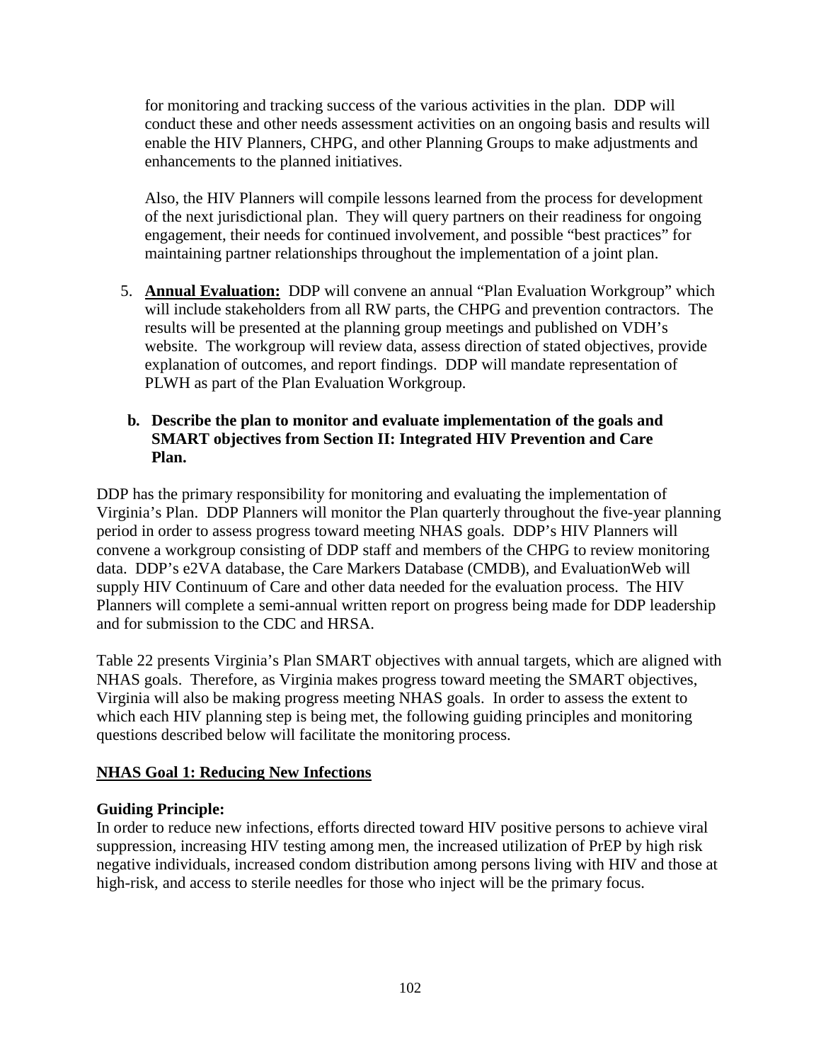for monitoring and tracking success of the various activities in the plan. DDP will conduct these and other needs assessment activities on an ongoing basis and results will enable the HIV Planners, CHPG, and other Planning Groups to make adjustments and enhancements to the planned initiatives.

Also, the HIV Planners will compile lessons learned from the process for development of the next jurisdictional plan. They will query partners on their readiness for ongoing engagement, their needs for continued involvement, and possible "best practices" for maintaining partner relationships throughout the implementation of a joint plan.

5. **Annual Evaluation:** DDP will convene an annual "Plan Evaluation Workgroup" which will include stakeholders from all RW parts, the CHPG and prevention contractors. The results will be presented at the planning group meetings and published on VDH's website. The workgroup will review data, assess direction of stated objectives, provide explanation of outcomes, and report findings. DDP will mandate representation of PLWH as part of the Plan Evaluation Workgroup.

**b. Describe the plan to monitor and evaluate implementation of the goals and SMART objectives from Section II: Integrated HIV Prevention and Care Plan.**

DDP has the primary responsibility for monitoring and evaluating the implementation of Virginia's Plan. DDP Planners will monitor the Plan quarterly throughout the five-year planning period in order to assess progress toward meeting NHAS goals. DDP's HIV Planners will convene a workgroup consisting of DDP staff and members of the CHPG to review monitoring data. DDP's e2VA database, the Care Markers Database (CMDB), and EvaluationWeb will supply HIV Continuum of Care and other data needed for the evaluation process. The HIV Planners will complete a semi-annual written report on progress being made for DDP leadership and for submission to the CDC and HRSA.

Table 22 presents Virginia's Plan SMART objectives with annual targets, which are aligned with NHAS goals. Therefore, as Virginia makes progress toward meeting the SMART objectives, Virginia will also be making progress meeting NHAS goals. In order to assess the extent to which each HIV planning step is being met, the following guiding principles and monitoring questions described below will facilitate the monitoring process.

**NHAS Goal 1: Reducing New Infections**

**Guiding Principle:**
In order to reduce new infections, efforts directed toward HIV positive persons to achieve viral suppression, increasing HIV testing among men, the increased utilization of PrEP by high risk negative individuals, increased condom distribution among persons living with HIV and those at high-risk, and access to sterile needles for those who inject will be the primary focus.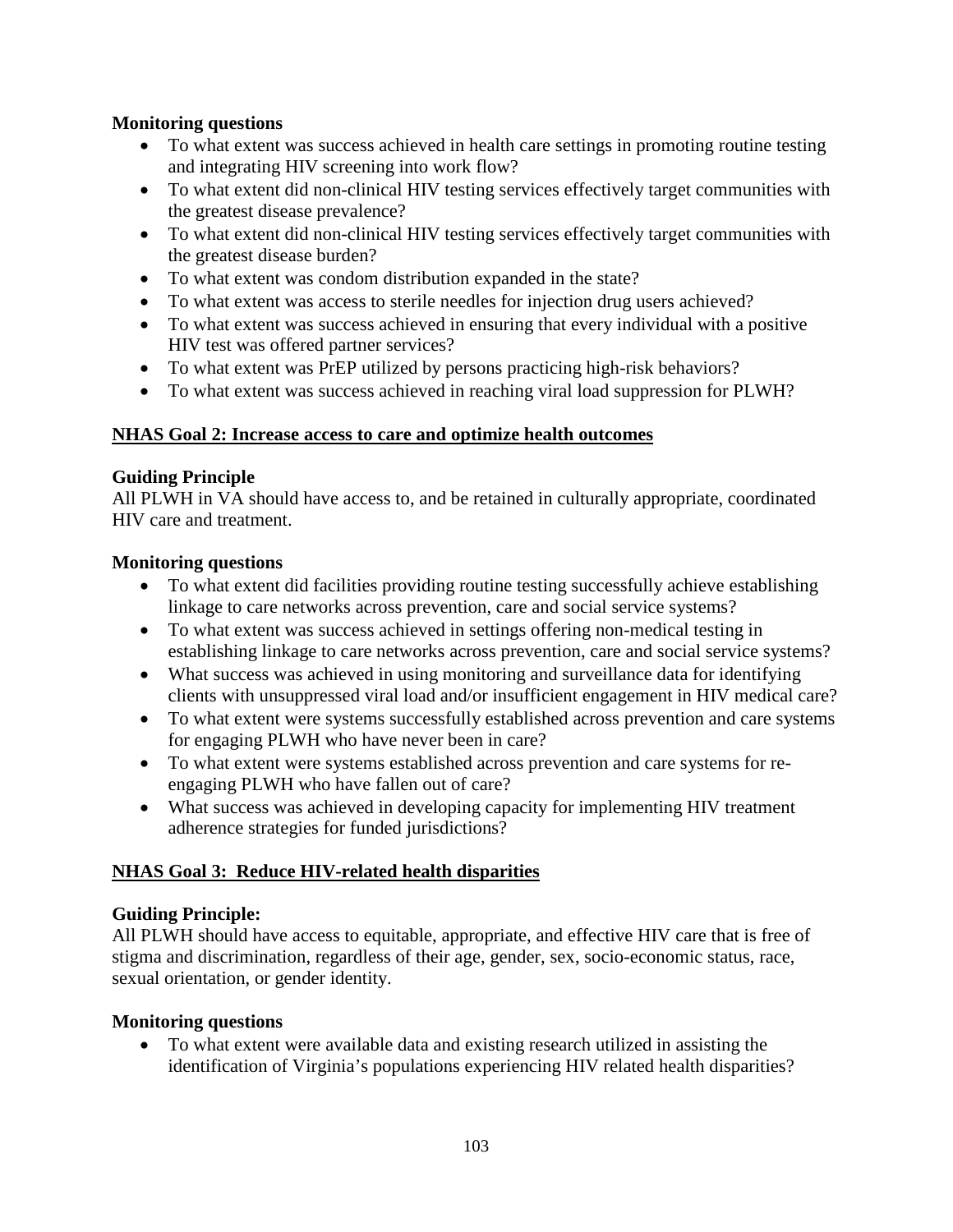**Monitoring questions**

- To what extent was success achieved in health care settings in promoting routine testing and integrating HIV screening into work flow?
- To what extent did non-clinical HIV testing services effectively target communities with the greatest disease prevalence?
- To what extent did non-clinical HIV testing services effectively target communities with the greatest disease burden?
- To what extent was condom distribution expanded in the state?
- To what extent was access to sterile needles for injection drug users achieved?
- To what extent was success achieved in ensuring that every individual with a positive HIV test was offered partner services?
- To what extent was PrEP utilized by persons practicing high-risk behaviors?
- To what extent was success achieved in reaching viral load suppression for PLWH?

**<u>NHAS Goal 2: Increase access to care and optimize health outcomes</u>**

**Guiding Principle**

All PLWH in VA should have access to, and be retained in culturally appropriate, coordinated HIV care and treatment.

**Monitoring questions**

- To what extent did facilities providing routine testing successfully achieve establishing linkage to care networks across prevention, care and social service systems?
- To what extent was success achieved in settings offering non-medical testing in establishing linkage to care networks across prevention, care and social service systems?
- What success was achieved in using monitoring and surveillance data for identifying clients with unsuppressed viral load and/or insufficient engagement in HIV medical care?
- To what extent were systems successfully established across prevention and care systems for engaging PLWH who have never been in care?
- To what extent were systems established across prevention and care systems for re-engaging PLWH who have fallen out of care?
- What success was achieved in developing capacity for implementing HIV treatment adherence strategies for funded jurisdictions?

**<u>NHAS Goal 3: Reduce HIV-related health disparities</u>**

**Guiding Principle:**

All PLWH should have access to equitable, appropriate, and effective HIV care that is free of stigma and discrimination, regardless of their age, gender, sex, socio-economic status, race, sexual orientation, or gender identity.

**Monitoring questions**

- To what extent were available data and existing research utilized in assisting the identification of Virginia's populations experiencing HIV related health disparities?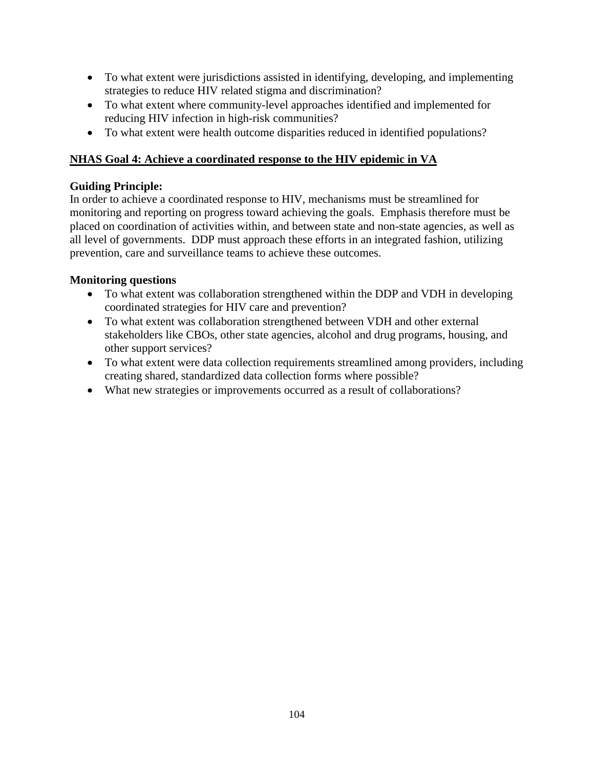- To what extent were jurisdictions assisted in identifying, developing, and implementing strategies to reduce HIV related stigma and discrimination?
- To what extent where community-level approaches identified and implemented for reducing HIV infection in high-risk communities?
- To what extent were health outcome disparities reduced in identified populations?

**NHAS Goal 4: Achieve a coordinated response to the HIV epidemic in VA**

**Guiding Principle:**
In order to achieve a coordinated response to HIV, mechanisms must be streamlined for monitoring and reporting on progress toward achieving the goals. Emphasis therefore must be placed on coordination of activities within, and between state and non-state agencies, as well as all level of governments. DDP must approach these efforts in an integrated fashion, utilizing prevention, care and surveillance teams to achieve these outcomes.

**Monitoring questions**

- To what extent was collaboration strengthened within the DDP and VDH in developing coordinated strategies for HIV care and prevention?
- To what extent was collaboration strengthened between VDH and other external stakeholders like CBOs, other state agencies, alcohol and drug programs, housing, and other support services?
- To what extent were data collection requirements streamlined among providers, including creating shared, standardized data collection forms where possible?
- What new strategies or improvements occurred as a result of collaborations?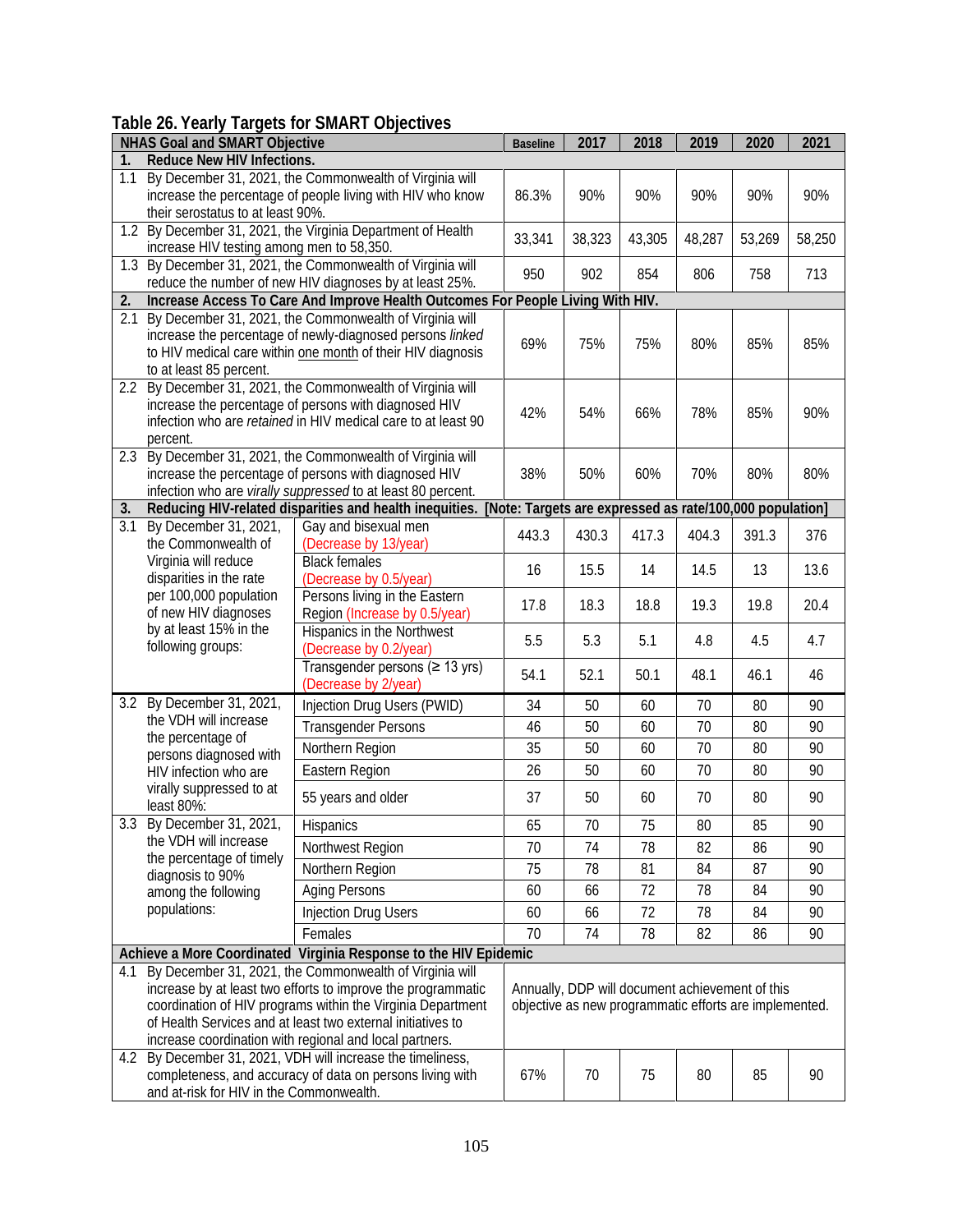## Table 26. Yearly Targets for SMART Objectives

| NHAS Goal and SMART Objective | | Baseline | 2017 | 2018 | 2019 | 2020 | 2021 |
|---|---|---|---|---|---|---|---|
| **1. Reduce New HIV Infections.** | | | | | | | |
| 1.1 By December 31, 2021, the Commonwealth of Virginia will increase the percentage of people living with HIV who know their serostatus to at least 90%. | | 86.3% | 90% | 90% | 90% | 90% | 90% |
| 1.2 By December 31, 2021, the Virginia Department of Health increase HIV testing among men to 58,350. | | 33,341 | 38,323 | 43,305 | 48,287 | 53,269 | 58,250 |
| 1.3 By December 31, 2021, the Commonwealth of Virginia will reduce the number of new HIV diagnoses by at least 25%. | | 950 | 902 | 854 | 806 | 758 | 713 |
| **2. Increase Access To Care And Improve Health Outcomes For People Living With HIV.** | | | | | | | |
| 2.1 By December 31, 2021, the Commonwealth of Virginia will increase the percentage of newly-diagnosed persons *linked* to HIV medical care within one month of their HIV diagnosis to at least 85 percent. | | 69% | 75% | 75% | 80% | 85% | 85% |
| 2.2 By December 31, 2021, the Commonwealth of Virginia will increase the percentage of persons with diagnosed HIV infection who are *retained* in HIV medical care to at least 90 percent. | | 42% | 54% | 66% | 78% | 85% | 90% |
| 2.3 By December 31, 2021, the Commonwealth of Virginia will increase the percentage of persons with diagnosed HIV infection who are *virally suppressed* to at least 80 percent. | | 38% | 50% | 60% | 70% | 80% | 80% |
| **3. Reducing HIV-related disparities and health inequities. [Note: Targets are expressed as rate/100,000 population]** | | | | | | | |
| 3.1 By December 31, 2021, the Commonwealth of Virginia will reduce the rate disparities in the rate per 100,000 population of new HIV diagnoses by at least 15% in the following groups: | Gay and bisexual men (Decrease by 13/year) | 443.3 | 430.3 | 417.3 | 404.3 | 391.3 | 376 |
| | Black females (Decrease by 0.5/year) | 16 | 15.5 | 14 | 14.5 | 13 | 13.6 |
| | Persons living in the Eastern Region (Increase by 0.5/year) | 17.8 | 18.3 | 18.8 | 19.3 | 19.8 | 20.4 |
| | Hispanics in the Northwest (Decrease by 0.2/year) | 5.5 | 5.3 | 5.1 | 4.8 | 4.5 | 4.7 |
| | Transgender persons (≥ 13 yrs) (Decrease by 2/year) | 54.1 | 52.1 | 50.1 | 48.1 | 46.1 | 46 |
| 3.2 By December 31, 2021, the VDH will increase the percentage of persons diagnosed with HIV infection who are virally suppressed to at least 80%: | Injection Drug Users (PWID) | 34 | 50 | 60 | 70 | 80 | 90 |
| | Transgender Persons | 46 | 50 | 60 | 70 | 80 | 90 |
| | Northern Region | 35 | 50 | 60 | 70 | 80 | 90 |
| | Eastern Region | 26 | 50 | 60 | 70 | 80 | 90 |
| | 55 years and older | 37 | 50 | 60 | 70 | 80 | 90 |
| 3.3 By December 31, 2021, the VDH will increase the percentage of timely diagnosis to 90% among the following populations: | Hispanics | 65 | 70 | 75 | 80 | 85 | 90 |
| | Northwest Region | 70 | 74 | 78 | 82 | 86 | 90 |
| | Northern Region | 75 | 78 | 81 | 84 | 87 | 90 |
| | Aging Persons | 60 | 66 | 72 | 78 | 84 | 90 |
| | Injection Drug Users | 60 | 66 | 72 | 78 | 84 | 90 |
| | Females | 70 | 74 | 78 | 82 | 86 | 90 |
| **Achieve a More Coordinated Virginia Response to the HIV Epidemic** | | | | | | | |
| 4.1 By December 31, 2021, the Commonwealth of Virginia will increase by at least two efforts to improve the programmatic coordination of HIV programs within the Virginia Department of Health Services and at least two external initiatives to increase coordination with regional and local partners. | | Annually, DDP will document achievement of this objective as new programmatic efforts are implemented. | | | | | |
| 4.2 By December 31, 2021, VDH will increase the timeliness, completeness, and accuracy of data on persons living with and at-risk for HIV in the Commonwealth. | | 67% | 70 | 75 | 80 | 85 | 90 |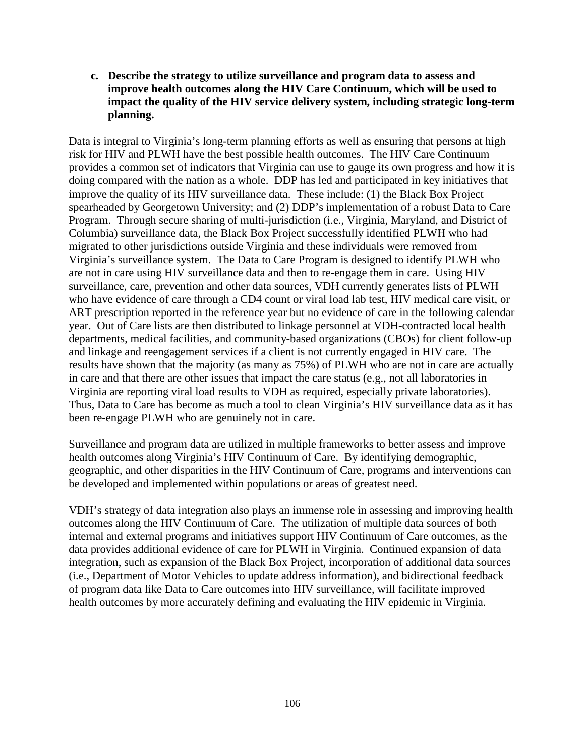**c. Describe the strategy to utilize surveillance and program data to assess and improve health outcomes along the HIV Care Continuum, which will be used to impact the quality of the HIV service delivery system, including strategic long-term planning.**

Data is integral to Virginia's long-term planning efforts as well as ensuring that persons at high risk for HIV and PLWH have the best possible health outcomes. The HIV Care Continuum provides a common set of indicators that Virginia can use to gauge its own progress and how it is doing compared with the nation as a whole. DDP has led and participated in key initiatives that improve the quality of its HIV surveillance data. These include: (1) the Black Box Project spearheaded by Georgetown University; and (2) DDP's implementation of a robust Data to Care Program. Through secure sharing of multi-jurisdiction (i.e., Virginia, Maryland, and District of Columbia) surveillance data, the Black Box Project successfully identified PLWH who had migrated to other jurisdictions outside Virginia and these individuals were removed from Virginia's surveillance system. The Data to Care Program is designed to identify PLWH who are not in care using HIV surveillance data and then to re-engage them in care. Using HIV surveillance, care, prevention and other data sources, VDH currently generates lists of PLWH who have evidence of care through a CD4 count or viral load lab test, HIV medical care visit, or ART prescription reported in the reference year but no evidence of care in the following calendar year. Out of Care lists are then distributed to linkage personnel at VDH-contracted local health departments, medical facilities, and community-based organizations (CBOs) for client follow-up and linkage and reengagement services if a client is not currently engaged in HIV care. The results have shown that the majority (as many as 75%) of PLWH who are not in care are actually in care and that there are other issues that impact the care status (e.g., not all laboratories in Virginia are reporting viral load results to VDH as required, especially private laboratories). Thus, Data to Care has become as much a tool to clean Virginia's HIV surveillance data as it has been re-engage PLWH who are genuinely not in care.

Surveillance and program data are utilized in multiple frameworks to better assess and improve health outcomes along Virginia's HIV Continuum of Care. By identifying demographic, geographic, and other disparities in the HIV Continuum of Care, programs and interventions can be developed and implemented within populations or areas of greatest need.

VDH's strategy of data integration also plays an immense role in assessing and improving health outcomes along the HIV Continuum of Care. The utilization of multiple data sources of both internal and external programs and initiatives support HIV Continuum of Care outcomes, as the data provides additional evidence of care for PLWH in Virginia. Continued expansion of data integration, such as expansion of the Black Box Project, incorporation of additional data sources (i.e., Department of Motor Vehicles to update address information), and bidirectional feedback of program data like Data to Care outcomes into HIV surveillance, will facilitate improved health outcomes by more accurately defining and evaluating the HIV epidemic in Virginia.